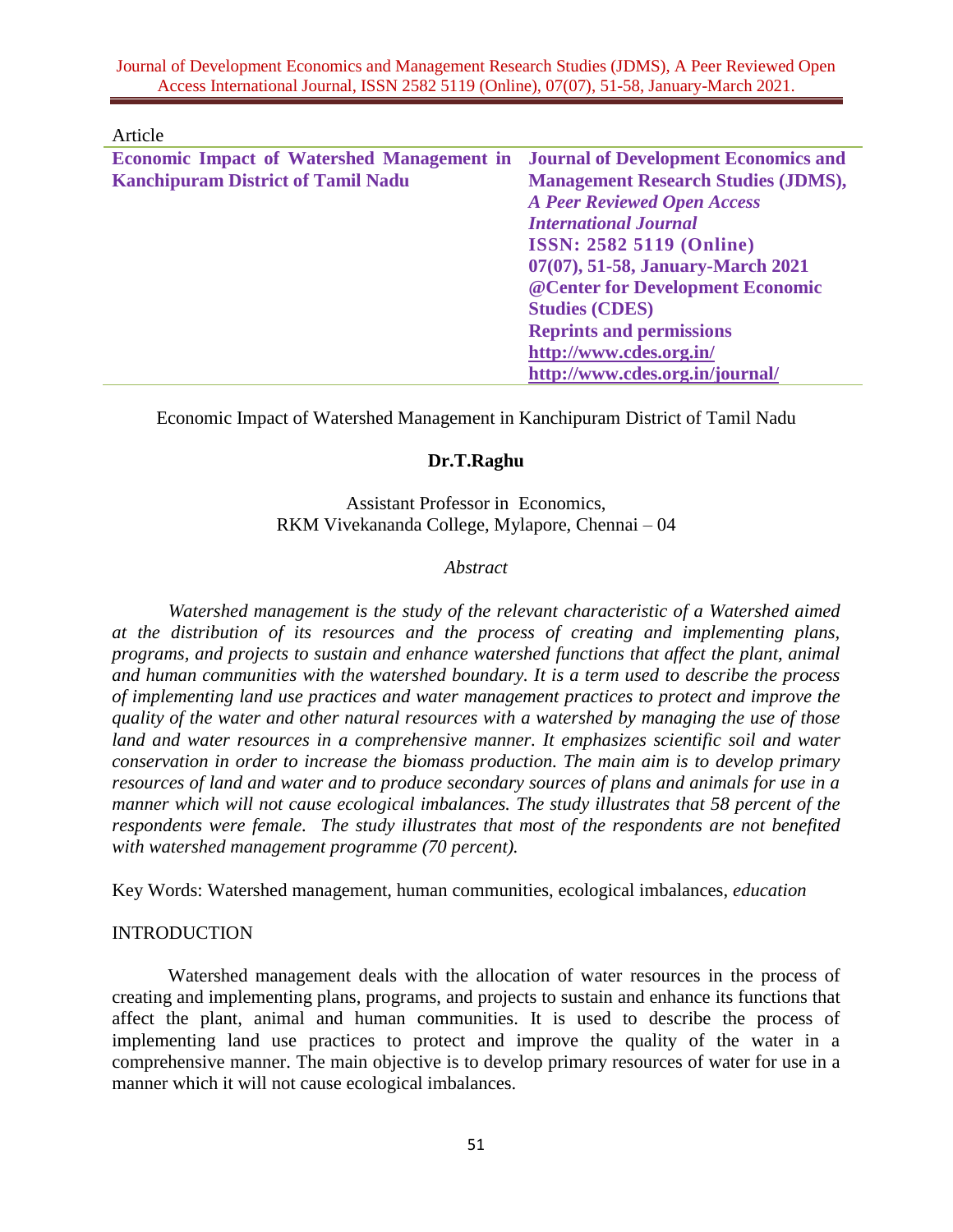Article

**Economic Impact of Watershed Management in Kanchipuram District of Tamil Nadu**

**Journal of Development Economics and Management Research Studies (JDMS),**
***A Peer Reviewed Open Access International Journal***
**ISSN: 2582 5119 (Online)**
**07(07), 51-58, January-March 2021**
**@Center for Development Economic Studies (CDES)**
**Reprints and permissions**
**http://www.cdes.org.in/**
**http://www.cdes.org.in/journal/**

# Economic Impact of Watershed Management in Kanchipuram District of Tamil Nadu

**Dr.T.Raghu**

Assistant Professor in Economics,
RKM Vivekananda College, Mylapore, Chennai – 04

*Abstract*

*Watershed management is the study of the relevant characteristic of a Watershed aimed at the distribution of its resources and the process of creating and implementing plans, programs, and projects to sustain and enhance watershed functions that affect the plant, animal and human communities with the watershed boundary. It is a term used to describe the process of implementing land use practices and water management practices to protect and improve the quality of the water and other natural resources with a watershed by managing the use of those land and water resources in a comprehensive manner. It emphasizes scientific soil and water conservation in order to increase the biomass production. The main aim is to develop primary resources of land and water and to produce secondary sources of plans and animals for use in a manner which will not cause ecological imbalances. The study illustrates that 58 percent of the respondents were female. The study illustrates that most of the respondents are not benefited with watershed management programme (70 percent).*

Key Words: Watershed management, human communities, ecological imbalances, *education*

## INTRODUCTION

Watershed management deals with the allocation of water resources in the process of creating and implementing plans, programs, and projects to sustain and enhance its functions that affect the plant, animal and human communities. It is used to describe the process of implementing land use practices to protect and improve the quality of the water in a comprehensive manner. The main objective is to develop primary resources of water for use in a manner which it will not cause ecological imbalances.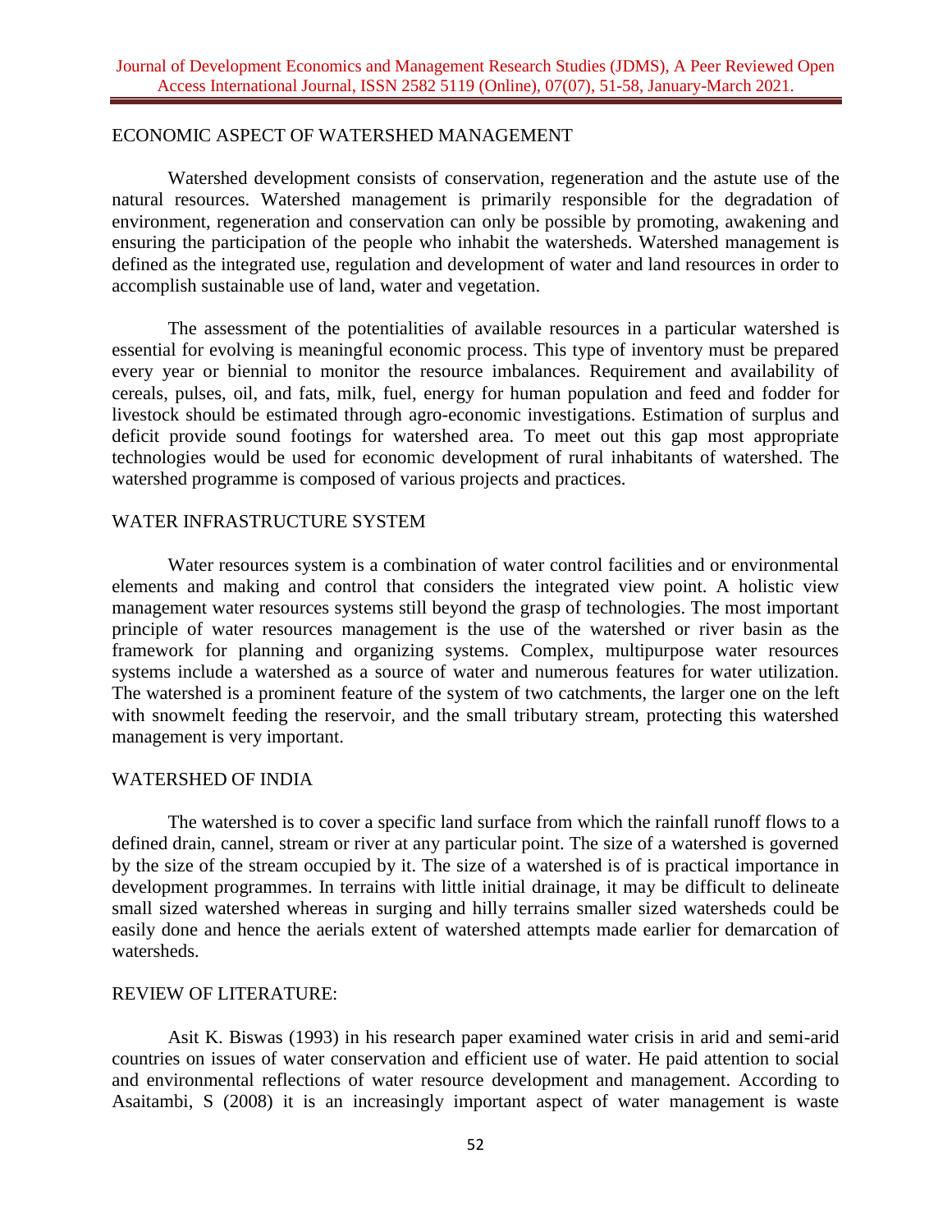## ECONOMIC ASPECT OF WATERSHED MANAGEMENT

Watershed development consists of conservation, regeneration and the astute use of the natural resources. Watershed management is primarily responsible for the degradation of environment, regeneration and conservation can only be possible by promoting, awakening and ensuring the participation of the people who inhabit the watersheds. Watershed management is defined as the integrated use, regulation and development of water and land resources in order to accomplish sustainable use of land, water and vegetation.

The assessment of the potentialities of available resources in a particular watershed is essential for evolving is meaningful economic process. This type of inventory must be prepared every year or biennial to monitor the resource imbalances. Requirement and availability of cereals, pulses, oil, and fats, milk, fuel, energy for human population and feed and fodder for livestock should be estimated through agro-economic investigations. Estimation of surplus and deficit provide sound footings for watershed area. To meet out this gap most appropriate technologies would be used for economic development of rural inhabitants of watershed. The watershed programme is composed of various projects and practices.

## WATER INFRASTRUCTURE SYSTEM

Water resources system is a combination of water control facilities and or environmental elements and making and control that considers the integrated view point. A holistic view management water resources systems still beyond the grasp of technologies. The most important principle of water resources management is the use of the watershed or river basin as the framework for planning and organizing systems. Complex, multipurpose water resources systems include a watershed as a source of water and numerous features for water utilization. The watershed is a prominent feature of the system of two catchments, the larger one on the left with snowmelt feeding the reservoir, and the small tributary stream, protecting this watershed management is very important.

## WATERSHED OF INDIA

The watershed is to cover a specific land surface from which the rainfall runoff flows to a defined drain, cannel, stream or river at any particular point. The size of a watershed is governed by the size of the stream occupied by it. The size of a watershed is of is practical importance in development programmes. In terrains with little initial drainage, it may be difficult to delineate small sized watershed whereas in surging and hilly terrains smaller sized watersheds could be easily done and hence the aerials extent of watershed attempts made earlier for demarcation of watersheds.

## REVIEW OF LITERATURE:

Asit K. Biswas (1993) in his research paper examined water crisis in arid and semi-arid countries on issues of water conservation and efficient use of water. He paid attention to social and environmental reflections of water resource development and management. According to Asaitambi, S (2008) it is an increasingly important aspect of water management is waste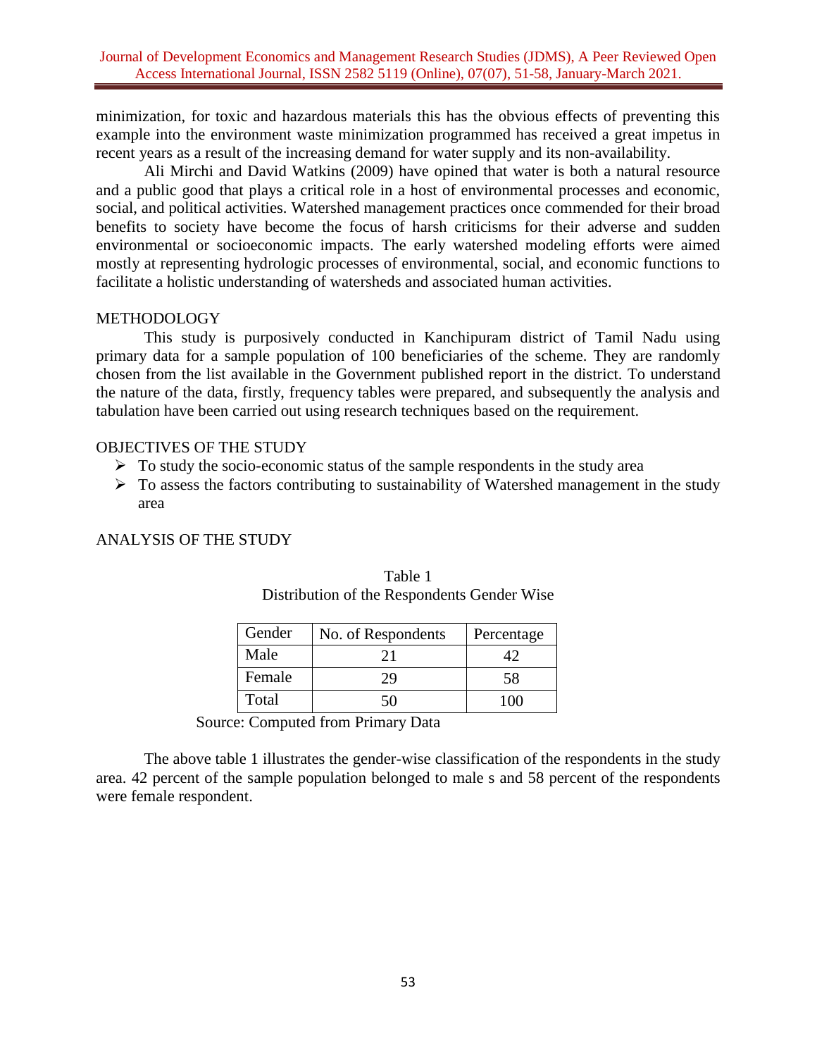minimization, for toxic and hazardous materials this has the obvious effects of preventing this example into the environment waste minimization programmed has received a great impetus in recent years as a result of the increasing demand for water supply and its non-availability.

Ali Mirchi and David Watkins (2009) have opined that water is both a natural resource and a public good that plays a critical role in a host of environmental processes and economic, social, and political activities. Watershed management practices once commended for their broad benefits to society have become the focus of harsh criticisms for their adverse and sudden environmental or socioeconomic impacts. The early watershed modeling efforts were aimed mostly at representing hydrologic processes of environmental, social, and economic functions to facilitate a holistic understanding of watersheds and associated human activities.

## METHODOLOGY

This study is purposively conducted in Kanchipuram district of Tamil Nadu using primary data for a sample population of 100 beneficiaries of the scheme. They are randomly chosen from the list available in the Government published report in the district. To understand the nature of the data, firstly, frequency tables were prepared, and subsequently the analysis and tabulation have been carried out using research techniques based on the requirement.

## OBJECTIVES OF THE STUDY

- To study the socio-economic status of the sample respondents in the study area
- To assess the factors contributing to sustainability of Watershed management in the study area

## ANALYSIS OF THE STUDY

Table 1
Distribution of the Respondents Gender Wise

| Gender | No. of Respondents | Percentage |
|---|---|---|
| Male | 21 | 42 |
| Female | 29 | 58 |
| Total | 50 | 100 |

Source: Computed from Primary Data

The above table 1 illustrates the gender-wise classification of the respondents in the study area. 42 percent of the sample population belonged to male s and 58 percent of the respondents were female respondent.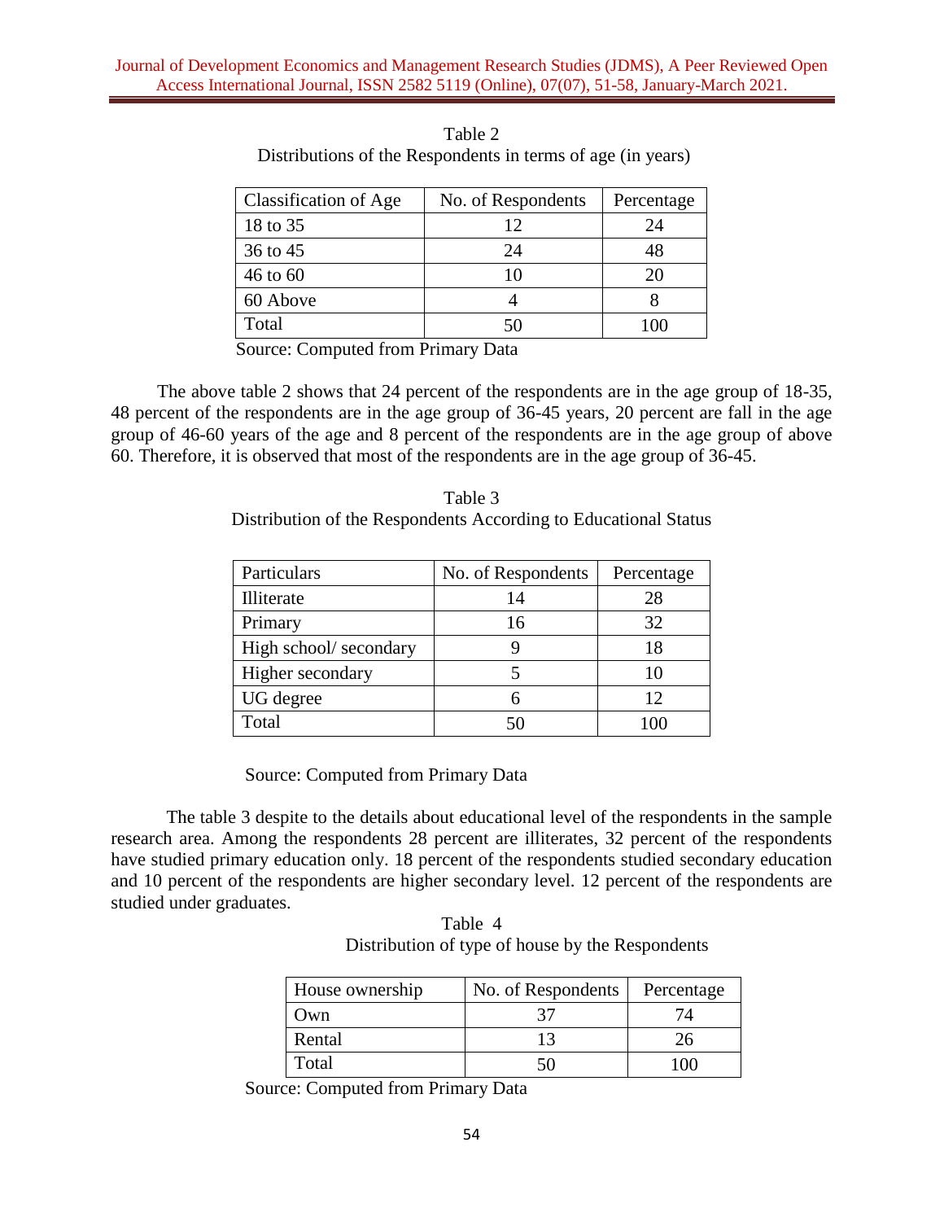Table 2

Distributions of the Respondents in terms of age (in years)

| Classification of Age | No. of Respondents | Percentage |
|---|---|---|
| 18 to 35 | 12 | 24 |
| 36 to 45 | 24 | 48 |
| 46 to 60 | 10 | 20 |
| 60 Above | 4 | 8 |
| Total | 50 | 100 |

Source: Computed from Primary Data

The above table 2 shows that 24 percent of the respondents are in the age group of 18-35, 48 percent of the respondents are in the age group of 36-45 years, 20 percent are fall in the age group of 46-60 years of the age and 8 percent of the respondents are in the age group of above 60. Therefore, it is observed that most of the respondents are in the age group of 36-45.

Table 3

Distribution of the Respondents According to Educational Status

| Particulars | No. of Respondents | Percentage |
|---|---|---|
| Illiterate | 14 | 28 |
| Primary | 16 | 32 |
| High school/ secondary | 9 | 18 |
| Higher secondary | 5 | 10 |
| UG degree | 6 | 12 |
| Total | 50 | 100 |

Source: Computed from Primary Data

The table 3 despite to the details about educational level of the respondents in the sample research area. Among the respondents 28 percent are illiterates, 32 percent of the respondents have studied primary education only. 18 percent of the respondents studied secondary education and 10 percent of the respondents are higher secondary level. 12 percent of the respondents are studied under graduates.

Table 4

Distribution of type of house by the Respondents

| House ownership | No. of Respondents | Percentage |
|---|---|---|
| Own | 37 | 74 |
| Rental | 13 | 26 |
| Total | 50 | 100 |

Source: Computed from Primary Data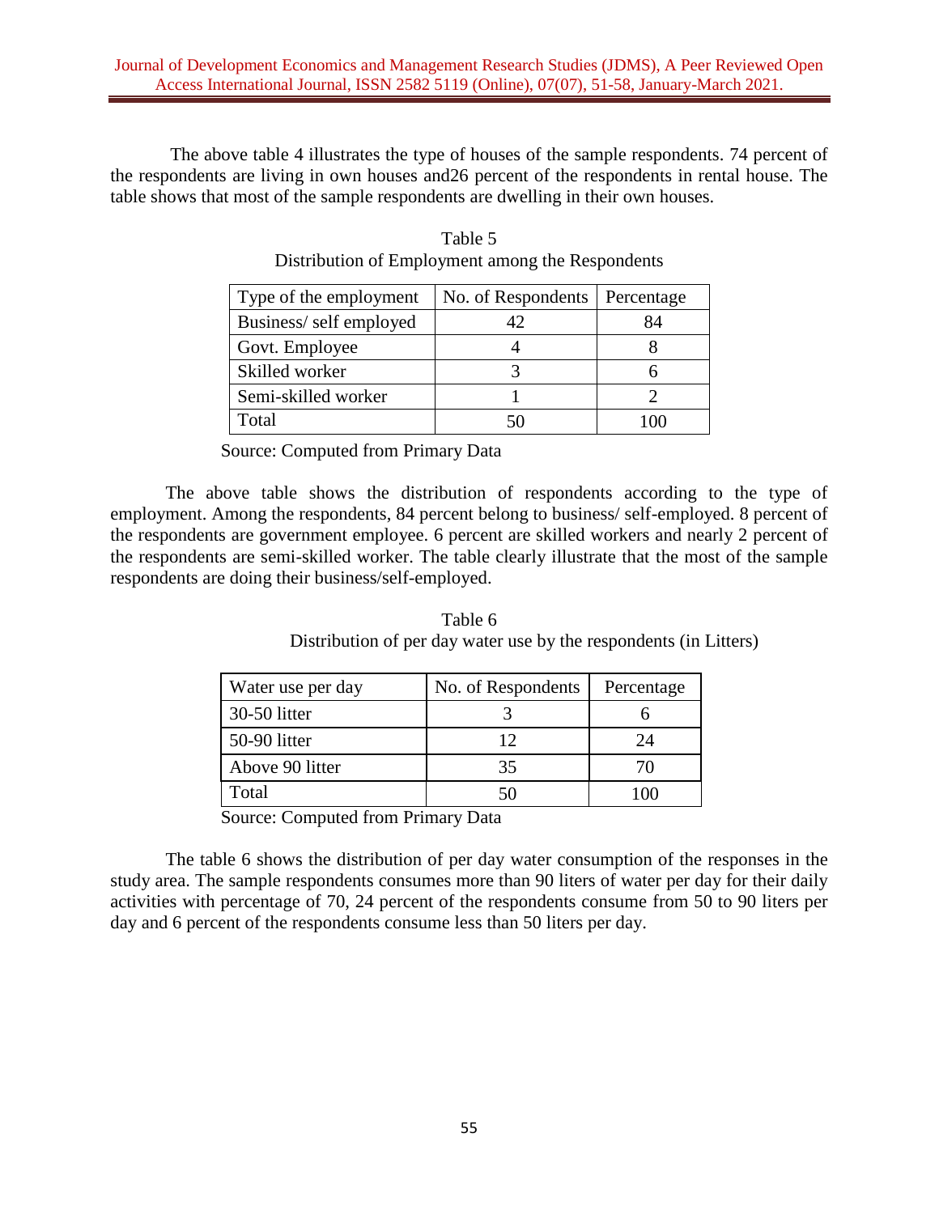The above table 4 illustrates the type of houses of the sample respondents. 74 percent of the respondents are living in own houses and26 percent of the respondents in rental house. The table shows that most of the sample respondents are dwelling in their own houses.

Table 5
Distribution of Employment among the Respondents

| Type of the employment | No. of Respondents | Percentage |
|---|---|---|
| Business/ self employed | 42 | 84 |
| Govt. Employee | 4 | 8 |
| Skilled worker | 3 | 6 |
| Semi-skilled worker | 1 | 2 |
| Total | 50 | 100 |

Source: Computed from Primary Data

The above table shows the distribution of respondents according to the type of employment. Among the respondents, 84 percent belong to business/ self-employed. 8 percent of the respondents are government employee. 6 percent are skilled workers and nearly 2 percent of the respondents are semi-skilled worker. The table clearly illustrate that the most of the sample respondents are doing their business/self-employed.

Table 6
Distribution of per day water use by the respondents (in Litters)

| Water use per day | No. of Respondents | Percentage |
|---|---|---|
| 30-50 litter | 3 | 6 |
| 50-90 litter | 12 | 24 |
| Above 90 litter | 35 | 70 |
| Total | 50 | 100 |

Source: Computed from Primary Data

The table 6 shows the distribution of per day water consumption of the responses in the study area. The sample respondents consumes more than 90 liters of water per day for their daily activities with percentage of 70, 24 percent of the respondents consume from 50 to 90 liters per day and 6 percent of the respondents consume less than 50 liters per day.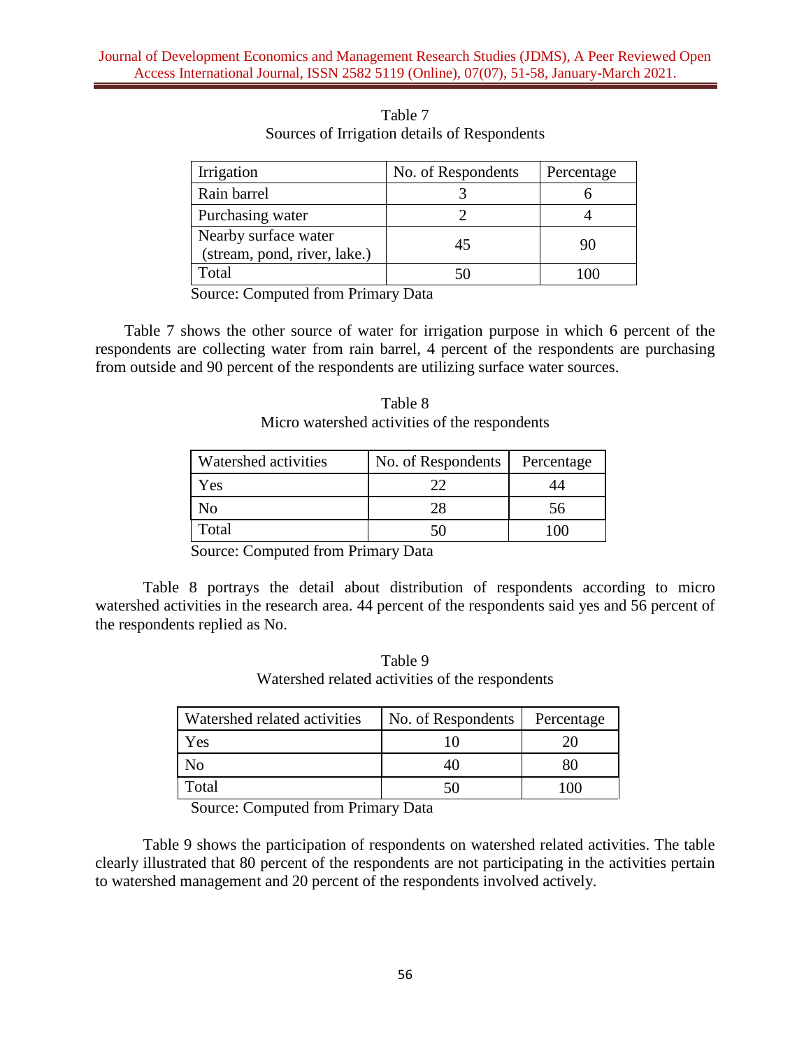Table 7
Sources of Irrigation details of Respondents

| Irrigation | No. of Respondents | Percentage |
|---|---|---|
| Rain barrel | 3 | 6 |
| Purchasing water | 2 | 4 |
| Nearby surface water (stream, pond, river, lake.) | 45 | 90 |
| Total | 50 | 100 |

Source: Computed from Primary Data

Table 7 shows the other source of water for irrigation purpose in which 6 percent of the respondents are collecting water from rain barrel, 4 percent of the respondents are purchasing from outside and 90 percent of the respondents are utilizing surface water sources.

Table 8
Micro watershed activities of the respondents

| Watershed activities | No. of Respondents | Percentage |
|---|---|---|
| Yes | 22 | 44 |
| No | 28 | 56 |
| Total | 50 | 100 |

Source: Computed from Primary Data

Table 8 portrays the detail about distribution of respondents according to micro watershed activities in the research area. 44 percent of the respondents said yes and 56 percent of the respondents replied as No.

Table 9
Watershed related activities of the respondents

| Watershed related activities | No. of Respondents | Percentage |
|---|---|---|
| Yes | 10 | 20 |
| No | 40 | 80 |
| Total | 50 | 100 |

Source: Computed from Primary Data

Table 9 shows the participation of respondents on watershed related activities. The table clearly illustrated that 80 percent of the respondents are not participating in the activities pertain to watershed management and 20 percent of the respondents involved actively.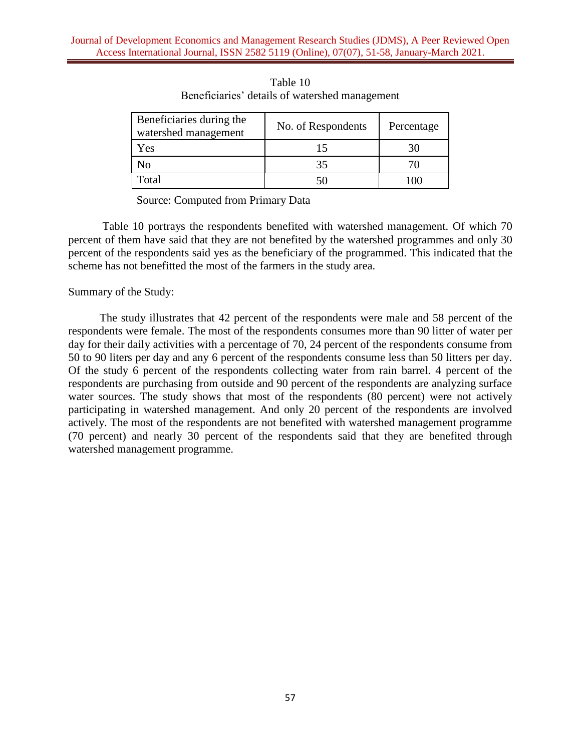Table 10

Beneficiaries' details of watershed management

| Beneficiaries during the watershed management | No. of Respondents | Percentage |
|---|---|---|
| Yes | 15 | 30 |
| No | 35 | 70 |
| Total | 50 | 100 |

Source: Computed from Primary Data

Table 10 portrays the respondents benefited with watershed management. Of which 70 percent of them have said that they are not benefited by the watershed programmes and only 30 percent of the respondents said yes as the beneficiary of the programmed. This indicated that the scheme has not benefitted the most of the farmers in the study area.

Summary of the Study:

The study illustrates that 42 percent of the respondents were male and 58 percent of the respondents were female. The most of the respondents consumes more than 90 litter of water per day for their daily activities with a percentage of 70, 24 percent of the respondents consume from 50 to 90 liters per day and any 6 percent of the respondents consume less than 50 litters per day. Of the study 6 percent of the respondents collecting water from rain barrel. 4 percent of the respondents are purchasing from outside and 90 percent of the respondents are analyzing surface water sources. The study shows that most of the respondents (80 percent) were not actively participating in watershed management. And only 20 percent of the respondents are involved actively. The most of the respondents are not benefited with watershed management programme (70 percent) and nearly 30 percent of the respondents said that they are benefited through watershed management programme.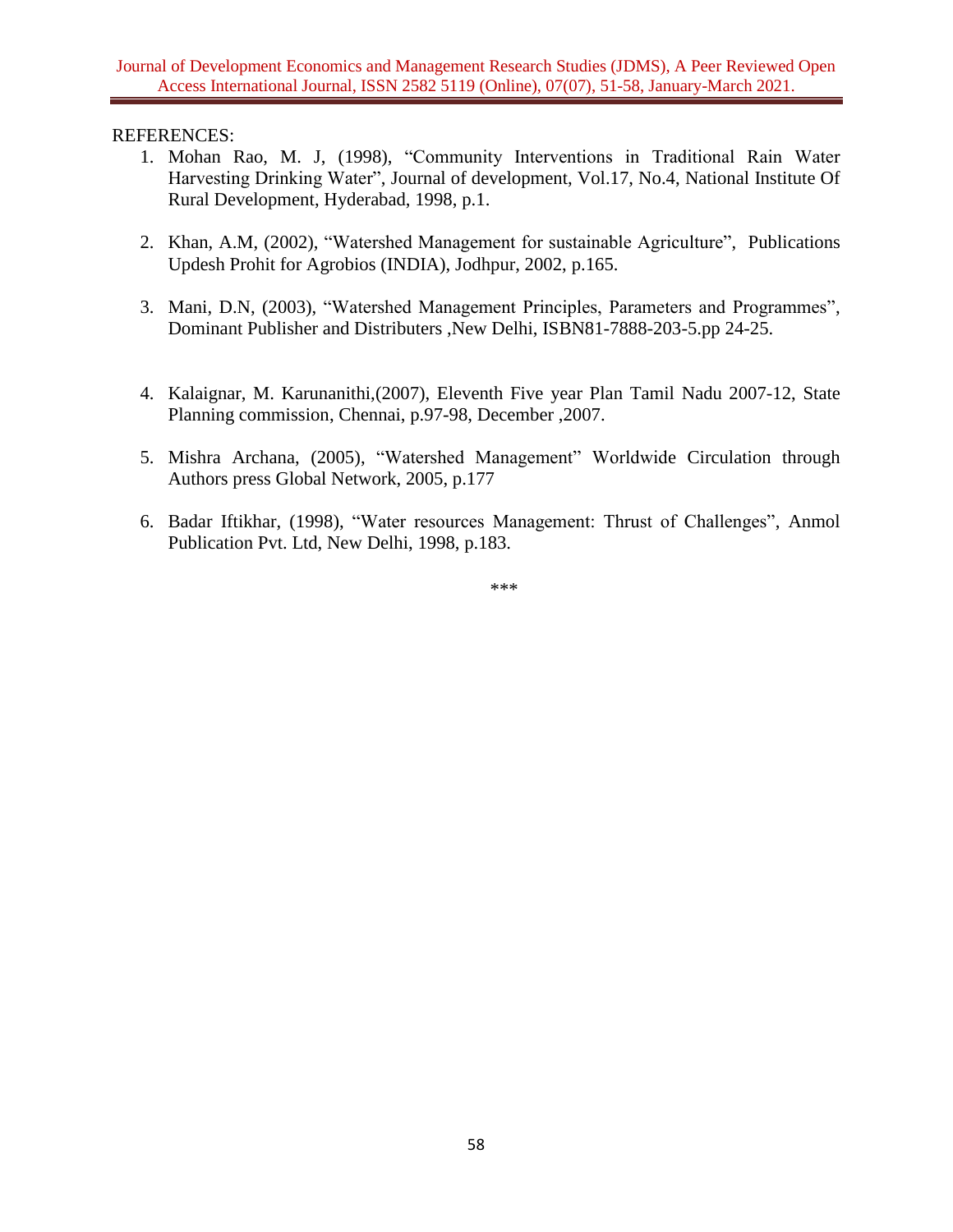REFERENCES:

1. Mohan Rao, M. J, (1998), "Community Interventions in Traditional Rain Water Harvesting Drinking Water", Journal of development, Vol.17, No.4, National Institute Of Rural Development, Hyderabad, 1998, p.1.

2. Khan, A.M, (2002), "Watershed Management for sustainable Agriculture", Publications Updesh Prohit for Agrobios (INDIA), Jodhpur, 2002, p.165.

3. Mani, D.N, (2003), "Watershed Management Principles, Parameters and Programmes", Dominant Publisher and Distributers ,New Delhi, ISBN81-7888-203-5.pp 24-25.

4. Kalaignar, M. Karunanithi,(2007), Eleventh Five year Plan Tamil Nadu 2007-12, State Planning commission, Chennai, p.97-98, December ,2007.

5. Mishra Archana, (2005), "Watershed Management" Worldwide Circulation through Authors press Global Network, 2005, p.177

6. Badar Iftikhar, (1998), "Water resources Management: Thrust of Challenges", Anmol Publication Pvt. Ltd, New Delhi, 1998, p.183.

***